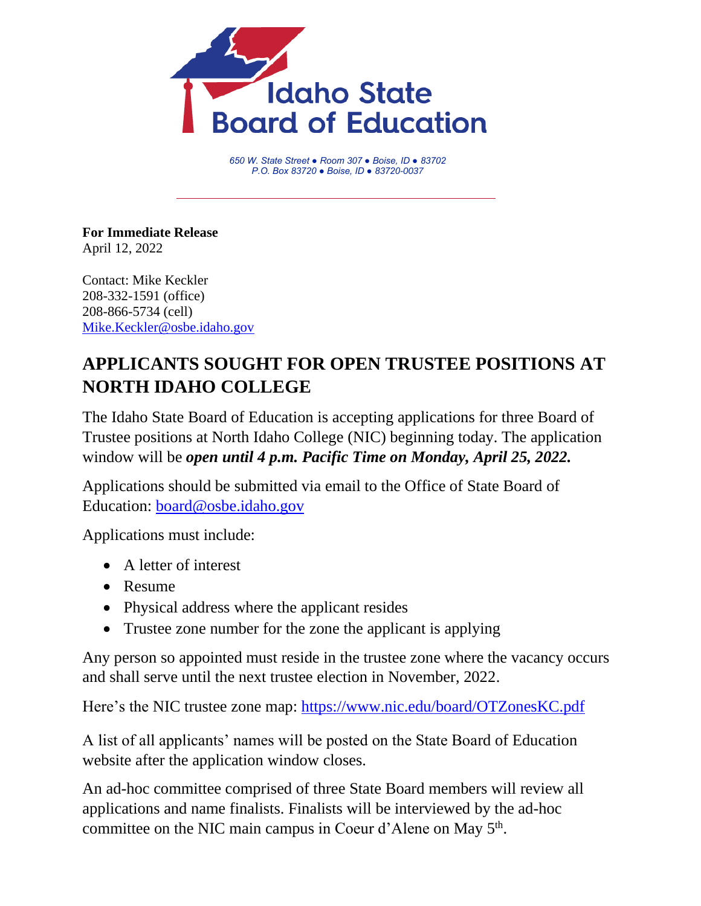Idaho State Board of Education

*650 W. State Street ● Room 307 ● Boise, ID ● 83702*
*P.O. Box 83720 ● Boise, ID ● 83720-0037*

**For Immediate Release**
April 12, 2022

Contact: Mike Keckler
208-332-1591 (office)
208-866-5734 (cell)
Mike.Keckler@osbe.idaho.gov

# APPLICANTS SOUGHT FOR OPEN TRUSTEE POSITIONS AT NORTH IDAHO COLLEGE

The Idaho State Board of Education is accepting applications for three Board of Trustee positions at North Idaho College (NIC) beginning today. The application window will be ***open until 4 p.m. Pacific Time on Monday, April 25, 2022.***

Applications should be submitted via email to the Office of State Board of Education: board@osbe.idaho.gov

Applications must include:

- A letter of interest
- Resume
- Physical address where the applicant resides
- Trustee zone number for the zone the applicant is applying

Any person so appointed must reside in the trustee zone where the vacancy occurs and shall serve until the next trustee election in November, 2022.

Here's the NIC trustee zone map: https://www.nic.edu/board/OTZonesKC.pdf

A list of all applicants' names will be posted on the State Board of Education website after the application window closes.

An ad-hoc committee comprised of three State Board members will review all applications and name finalists. Finalists will be interviewed by the ad-hoc committee on the NIC main campus in Coeur d'Alene on May 5th.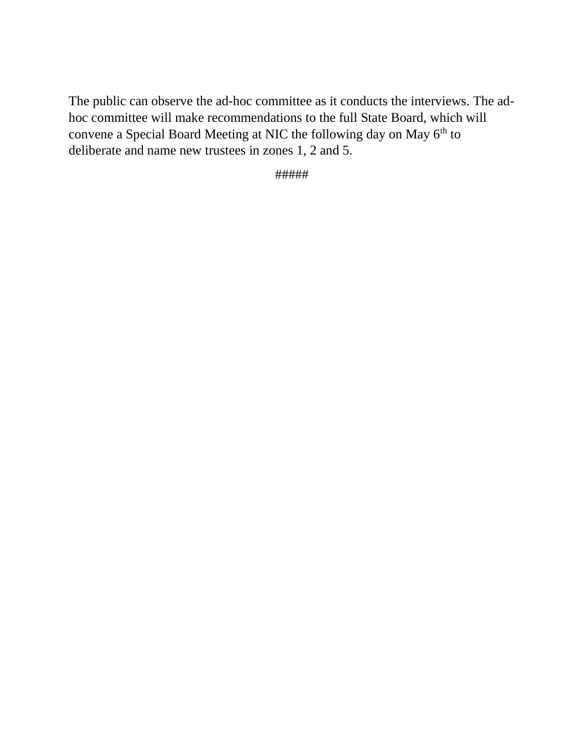The public can observe the ad-hoc committee as it conducts the interviews. The ad-hoc committee will make recommendations to the full State Board, which will convene a Special Board Meeting at NIC the following day on May 6th to deliberate and name new trustees in zones 1, 2 and 5.

#####